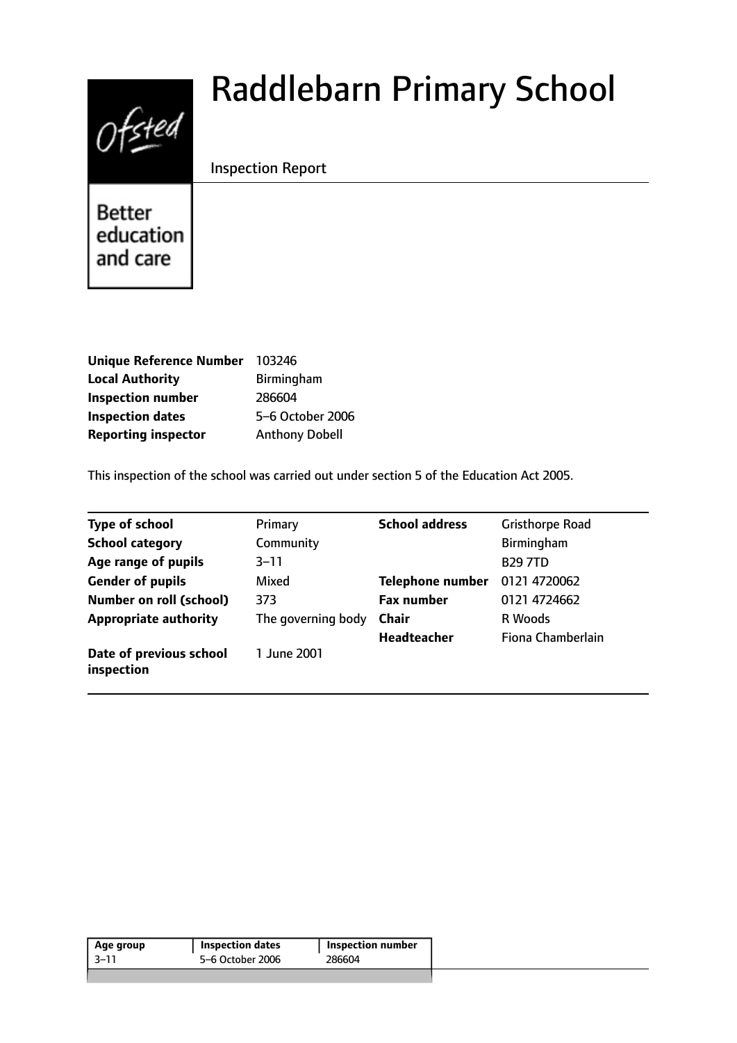# Raddlebarn Primary School

Inspection Report

Ofsted

Better education and care

| | |
|---|---|
| **Unique Reference Number** | 103246 |
| **Local Authority** | Birmingham |
| **Inspection number** | 286604 |
| **Inspection dates** | 5–6 October 2006 |
| **Reporting inspector** | Anthony Dobell |

This inspection of the school was carried out under section 5 of the Education Act 2005.

| | | | |
|---|---|---|---|
| **Type of school** | Primary | **School address** | Gristhorpe Road |
| **School category** | Community | | Birmingham |
| **Age range of pupils** | 3–11 | | B29 7TD |
| **Gender of pupils** | Mixed | **Telephone number** | 0121 4720062 |
| **Number on roll (school)** | 373 | **Fax number** | 0121 4724662 |
| **Appropriate authority** | The governing body | **Chair** | R Woods |
| | | **Headteacher** | Fiona Chamberlain |
| **Date of previous school inspection** | 1 June 2001 | | |

| Age group | Inspection dates | Inspection number |
|---|---|---|
| 3–11 | 5–6 October 2006 | 286604 |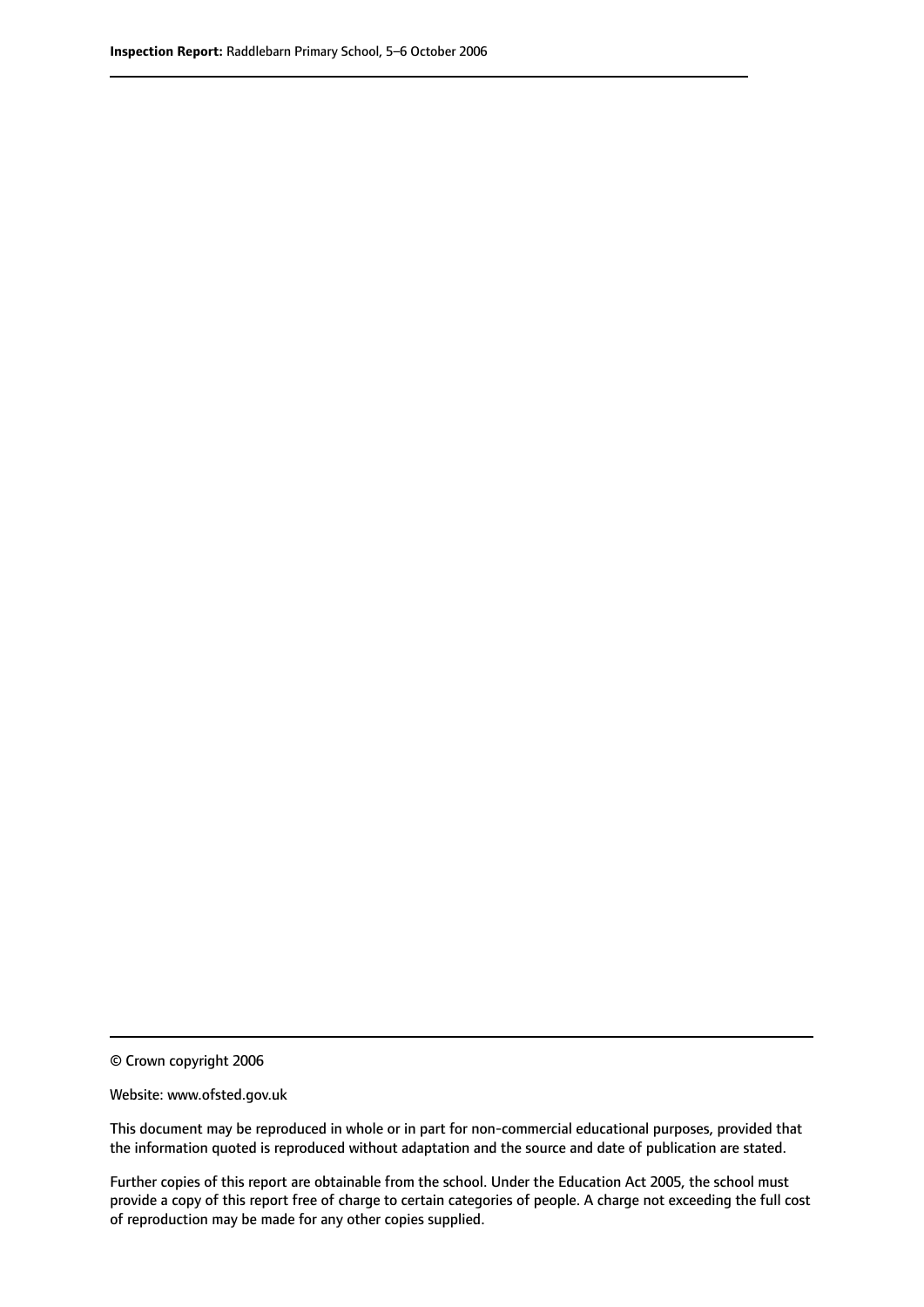© Crown copyright 2006

Website: www.ofsted.gov.uk

This document may be reproduced in whole or in part for non-commercial educational purposes, provided that the information quoted is reproduced without adaptation and the source and date of publication are stated.

Further copies of this report are obtainable from the school. Under the Education Act 2005, the school must provide a copy of this report free of charge to certain categories of people. A charge not exceeding the full cost of reproduction may be made for any other copies supplied.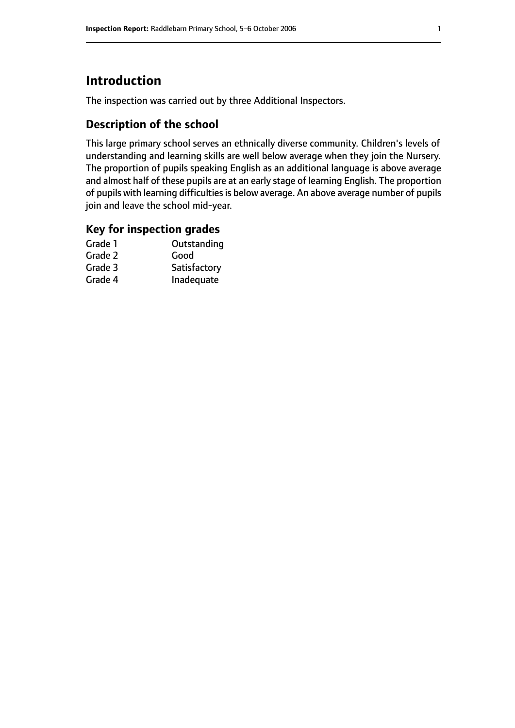# Introduction

The inspection was carried out by three Additional Inspectors.

## Description of the school

This large primary school serves an ethnically diverse community. Children's levels of understanding and learning skills are well below average when they join the Nursery. The proportion of pupils speaking English as an additional language is above average and almost half of these pupils are at an early stage of learning English. The proportion of pupils with learning difficulties is below average. An above average number of pupils join and leave the school mid-year.

## Key for inspection grades

| | |
|---|---|
| Grade 1 | Outstanding |
| Grade 2 | Good |
| Grade 3 | Satisfactory |
| Grade 4 | Inadequate |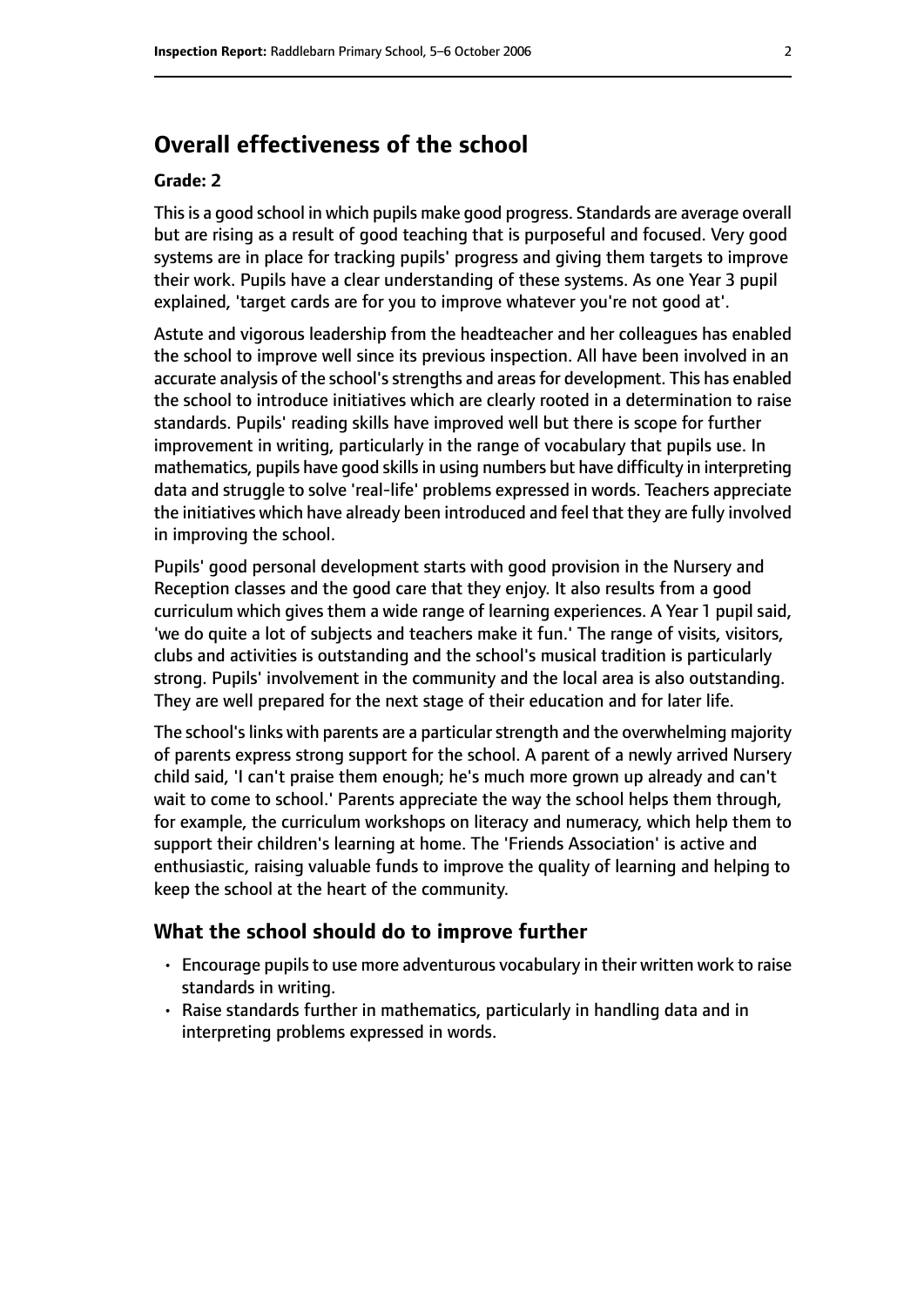## Overall effectiveness of the school

### Grade: 2

This is a good school in which pupils make good progress. Standards are average overall but are rising as a result of good teaching that is purposeful and focused. Very good systems are in place for tracking pupils' progress and giving them targets to improve their work. Pupils have a clear understanding of these systems. As one Year 3 pupil explained, 'target cards are for you to improve whatever you're not good at'.

Astute and vigorous leadership from the headteacher and her colleagues has enabled the school to improve well since its previous inspection. All have been involved in an accurate analysis of the school's strengths and areas for development. This has enabled the school to introduce initiatives which are clearly rooted in a determination to raise standards. Pupils' reading skills have improved well but there is scope for further improvement in writing, particularly in the range of vocabulary that pupils use. In mathematics, pupils have good skills in using numbers but have difficulty in interpreting data and struggle to solve 'real-life' problems expressed in words. Teachers appreciate the initiatives which have already been introduced and feel that they are fully involved in improving the school.

Pupils' good personal development starts with good provision in the Nursery and Reception classes and the good care that they enjoy. It also results from a good curriculum which gives them a wide range of learning experiences. A Year 1 pupil said, 'we do quite a lot of subjects and teachers make it fun.' The range of visits, visitors, clubs and activities is outstanding and the school's musical tradition is particularly strong. Pupils' involvement in the community and the local area is also outstanding. They are well prepared for the next stage of their education and for later life.

The school's links with parents are a particular strength and the overwhelming majority of parents express strong support for the school. A parent of a newly arrived Nursery child said, 'I can't praise them enough; he's much more grown up already and can't wait to come to school.' Parents appreciate the way the school helps them through, for example, the curriculum workshops on literacy and numeracy, which help them to support their children's learning at home. The 'Friends Association' is active and enthusiastic, raising valuable funds to improve the quality of learning and helping to keep the school at the heart of the community.

### What the school should do to improve further

- Encourage pupils to use more adventurous vocabulary in their written work to raise standards in writing.
- Raise standards further in mathematics, particularly in handling data and in interpreting problems expressed in words.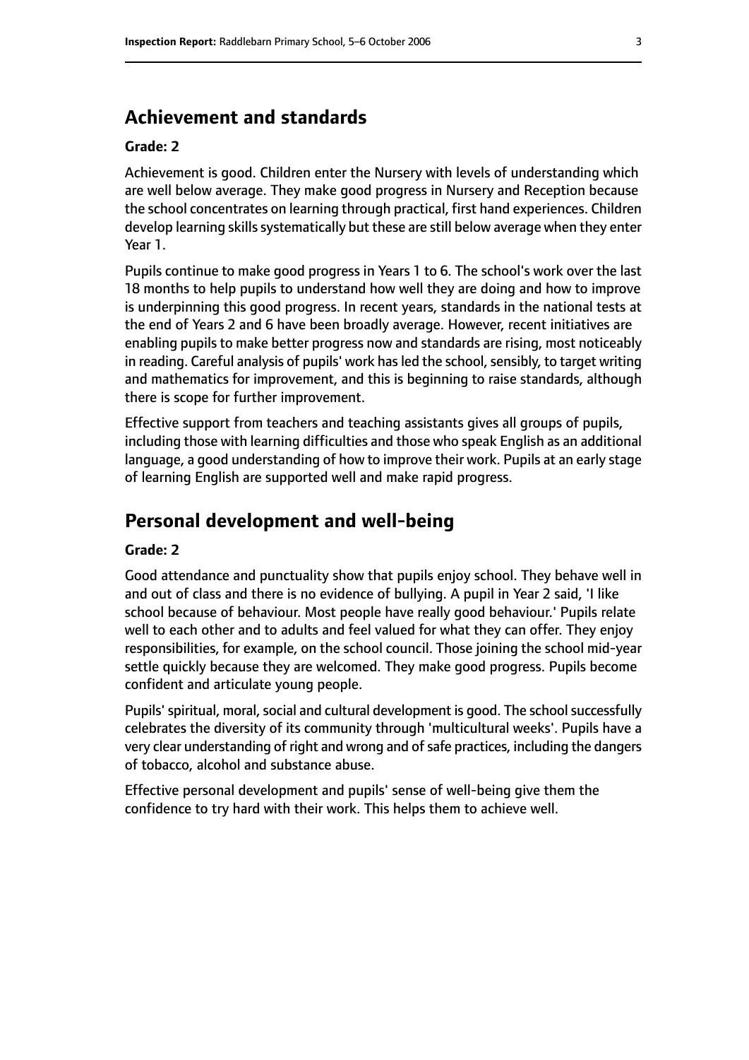## Achievement and standards

**Grade: 2**

Achievement is good. Children enter the Nursery with levels of understanding which are well below average. They make good progress in Nursery and Reception because the school concentrates on learning through practical, first hand experiences. Children develop learning skills systematically but these are still below average when they enter Year 1.

Pupils continue to make good progress in Years 1 to 6. The school's work over the last 18 months to help pupils to understand how well they are doing and how to improve is underpinning this good progress. In recent years, standards in the national tests at the end of Years 2 and 6 have been broadly average. However, recent initiatives are enabling pupils to make better progress now and standards are rising, most noticeably in reading. Careful analysis of pupils' work has led the school, sensibly, to target writing and mathematics for improvement, and this is beginning to raise standards, although there is scope for further improvement.

Effective support from teachers and teaching assistants gives all groups of pupils, including those with learning difficulties and those who speak English as an additional language, a good understanding of how to improve their work. Pupils at an early stage of learning English are supported well and make rapid progress.

## Personal development and well-being

**Grade: 2**

Good attendance and punctuality show that pupils enjoy school. They behave well in and out of class and there is no evidence of bullying. A pupil in Year 2 said, 'I like school because of behaviour. Most people have really good behaviour.' Pupils relate well to each other and to adults and feel valued for what they can offer. They enjoy responsibilities, for example, on the school council. Those joining the school mid-year settle quickly because they are welcomed. They make good progress. Pupils become confident and articulate young people.

Pupils' spiritual, moral, social and cultural development is good. The school successfully celebrates the diversity of its community through 'multicultural weeks'. Pupils have a very clear understanding of right and wrong and of safe practices, including the dangers of tobacco, alcohol and substance abuse.

Effective personal development and pupils' sense of well-being give them the confidence to try hard with their work. This helps them to achieve well.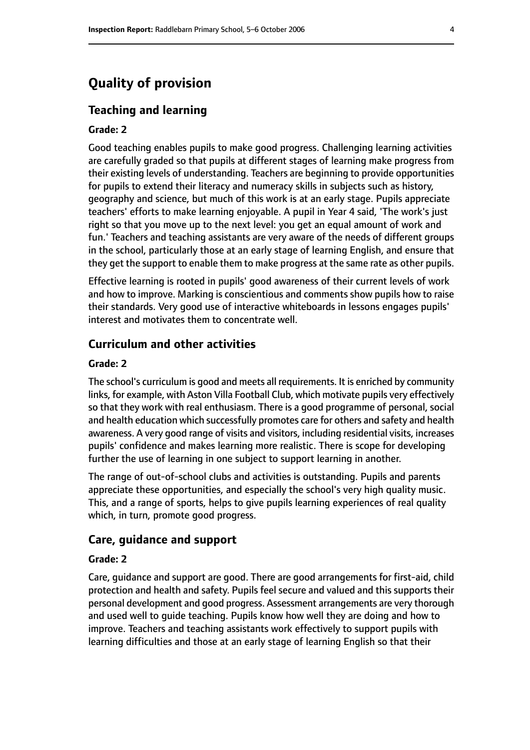# Quality of provision

## Teaching and learning

**Grade: 2**

Good teaching enables pupils to make good progress. Challenging learning activities are carefully graded so that pupils at different stages of learning make progress from their existing levels of understanding. Teachers are beginning to provide opportunities for pupils to extend their literacy and numeracy skills in subjects such as history, geography and science, but much of this work is at an early stage. Pupils appreciate teachers' efforts to make learning enjoyable. A pupil in Year 4 said, 'The work's just right so that you move up to the next level: you get an equal amount of work and fun.' Teachers and teaching assistants are very aware of the needs of different groups in the school, particularly those at an early stage of learning English, and ensure that they get the support to enable them to make progress at the same rate as other pupils.

Effective learning is rooted in pupils' good awareness of their current levels of work and how to improve. Marking is conscientious and comments show pupils how to raise their standards. Very good use of interactive whiteboards in lessons engages pupils' interest and motivates them to concentrate well.

## Curriculum and other activities

**Grade: 2**

The school's curriculum is good and meets all requirements. It is enriched by community links, for example, with Aston Villa Football Club, which motivate pupils very effectively so that they work with real enthusiasm. There is a good programme of personal, social and health education which successfully promotes care for others and safety and health awareness. A very good range of visits and visitors, including residential visits, increases pupils' confidence and makes learning more realistic. There is scope for developing further the use of learning in one subject to support learning in another.

The range of out-of-school clubs and activities is outstanding. Pupils and parents appreciate these opportunities, and especially the school's very high quality music. This, and a range of sports, helps to give pupils learning experiences of real quality which, in turn, promote good progress.

## Care, guidance and support

**Grade: 2**

Care, guidance and support are good. There are good arrangements for first-aid, child protection and health and safety. Pupils feel secure and valued and this supports their personal development and good progress. Assessment arrangements are very thorough and used well to guide teaching. Pupils know how well they are doing and how to improve. Teachers and teaching assistants work effectively to support pupils with learning difficulties and those at an early stage of learning English so that their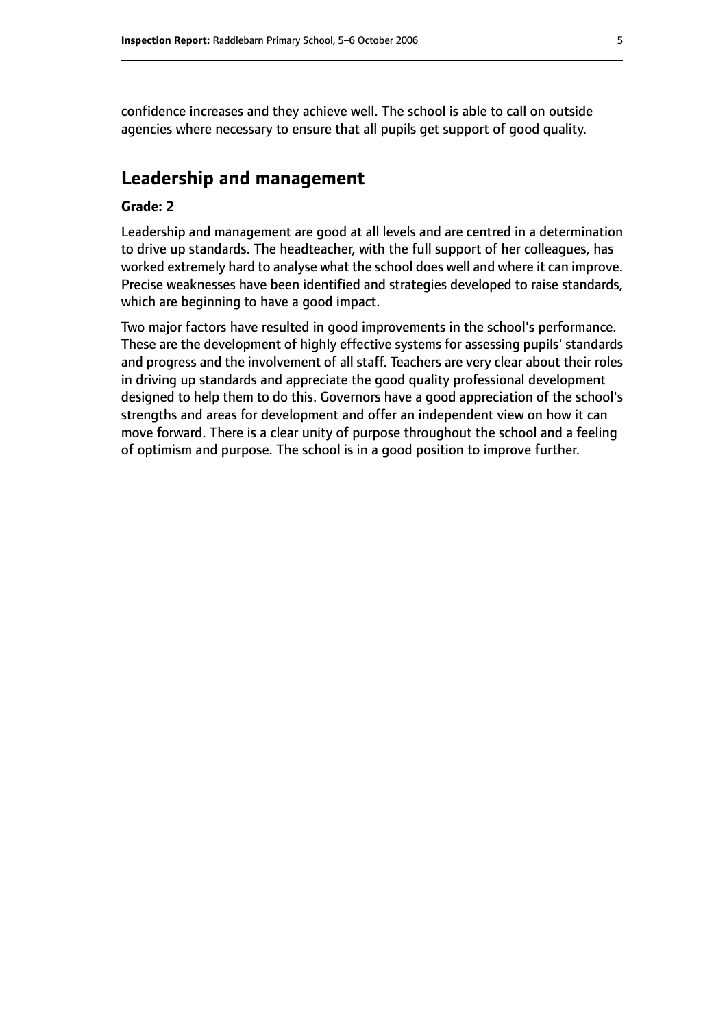confidence increases and they achieve well. The school is able to call on outside agencies where necessary to ensure that all pupils get support of good quality.

## Leadership and management

**Grade: 2**

Leadership and management are good at all levels and are centred in a determination to drive up standards. The headteacher, with the full support of her colleagues, has worked extremely hard to analyse what the school does well and where it can improve. Precise weaknesses have been identified and strategies developed to raise standards, which are beginning to have a good impact.

Two major factors have resulted in good improvements in the school's performance. These are the development of highly effective systems for assessing pupils' standards and progress and the involvement of all staff. Teachers are very clear about their roles in driving up standards and appreciate the good quality professional development designed to help them to do this. Governors have a good appreciation of the school's strengths and areas for development and offer an independent view on how it can move forward. There is a clear unity of purpose throughout the school and a feeling of optimism and purpose. The school is in a good position to improve further.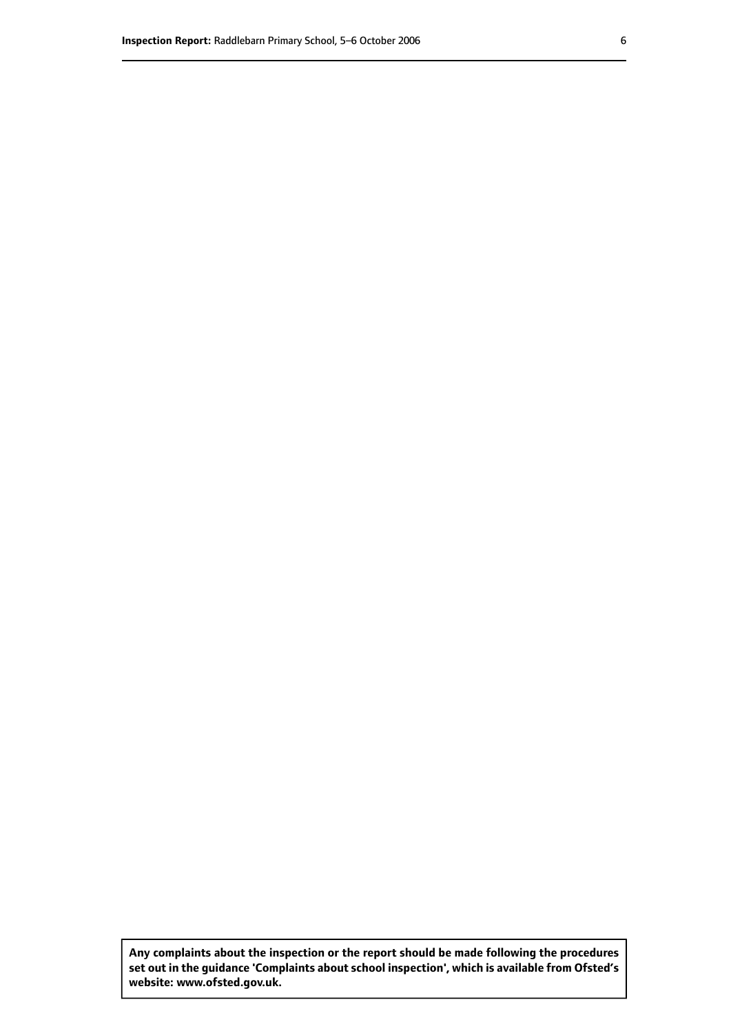**Any complaints about the inspection or the report should be made following the procedures set out in the guidance 'Complaints about school inspection', which is available from Ofsted's website: www.ofsted.gov.uk.**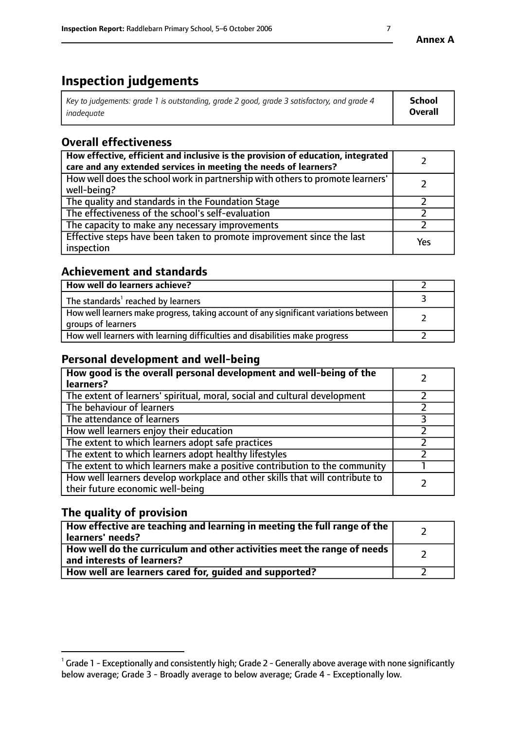**Annex A**

# Inspection judgements

| *Key to judgements: grade 1 is outstanding, grade 2 good, grade 3 satisfactory, and grade 4 inadequate* | **School Overall** |
|---|---|

## Overall effectiveness

| | |
|---|---|
| **How effective, efficient and inclusive is the provision of education, integrated care and any extended services in meeting the needs of learners?** | 2 |
| How well does the school work in partnership with others to promote learners' well-being? | 2 |
| The quality and standards in the Foundation Stage | 2 |
| The effectiveness of the school's self-evaluation | 2 |
| The capacity to make any necessary improvements | 2 |
| Effective steps have been taken to promote improvement since the last inspection | Yes |

## Achievement and standards

| | |
|---|---|
| **How well do learners achieve?** | 2 |
| The standards[1] reached by learners | 3 |
| How well learners make progress, taking account of any significant variations between groups of learners | 2 |
| How well learners with learning difficulties and disabilities make progress | 2 |

## Personal development and well-being

| | |
|---|---|
| **How good is the overall personal development and well-being of the learners?** | 2 |
| The extent of learners' spiritual, moral, social and cultural development | 2 |
| The behaviour of learners | 2 |
| The attendance of learners | 3 |
| How well learners enjoy their education | 2 |
| The extent to which learners adopt safe practices | 2 |
| The extent to which learners adopt healthy lifestyles | 2 |
| The extent to which learners make a positive contribution to the community | 1 |
| How well learners develop workplace and other skills that will contribute to their future economic well-being | 2 |

## The quality of provision

| | |
|---|---|
| **How effective are teaching and learning in meeting the full range of the learners' needs?** | 2 |
| **How well do the curriculum and other activities meet the range of needs and interests of learners?** | 2 |
| **How well are learners cared for, guided and supported?** | 2 |

[1] Grade 1 - Exceptionally and consistently high; Grade 2 - Generally above average with none significantly below average; Grade 3 - Broadly average to below average; Grade 4 - Exceptionally low.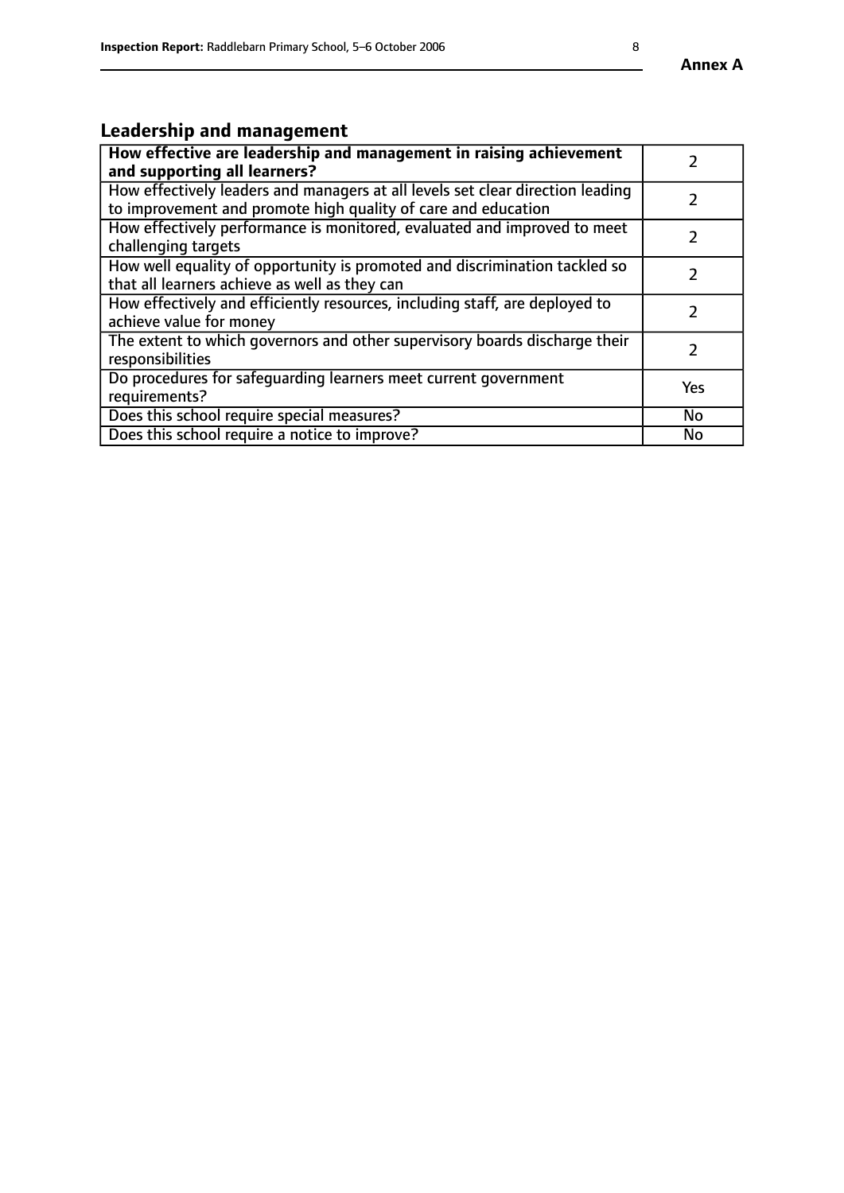## Leadership and management

| How effective are leadership and management in raising achievement and supporting all learners? | 2 |
|---|---|
| How effectively leaders and managers at all levels set clear direction leading to improvement and promote high quality of care and education | 2 |
| How effectively performance is monitored, evaluated and improved to meet challenging targets | 2 |
| How well equality of opportunity is promoted and discrimination tackled so that all learners achieve as well as they can | 2 |
| How effectively and efficiently resources, including staff, are deployed to achieve value for money | 2 |
| The extent to which governors and other supervisory boards discharge their responsibilities | 2 |
| Do procedures for safeguarding learners meet current government requirements? | Yes |
| Does this school require special measures? | No |
| Does this school require a notice to improve? | No |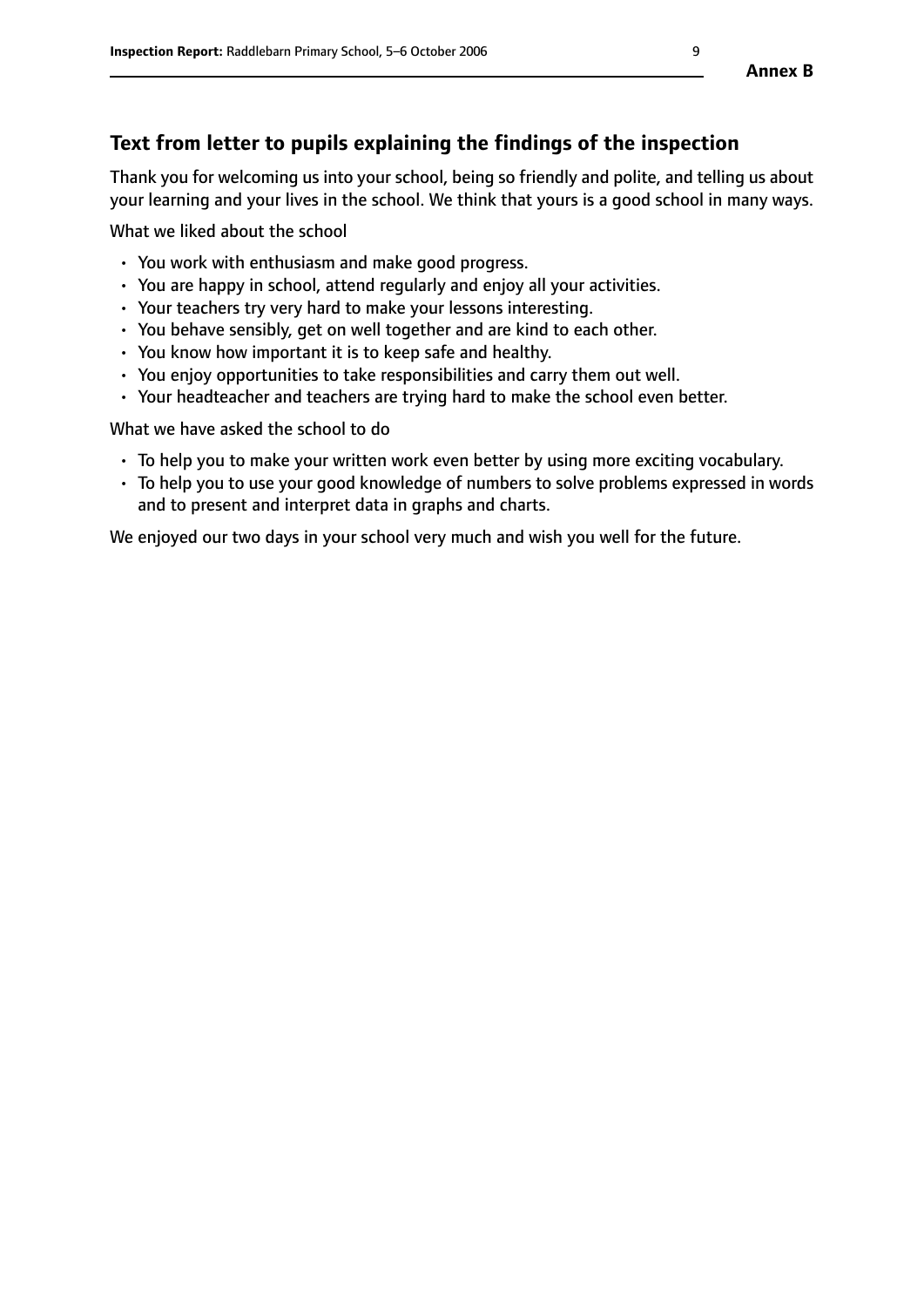## Text from letter to pupils explaining the findings of the inspection

Thank you for welcoming us into your school, being so friendly and polite, and telling us about your learning and your lives in the school. We think that yours is a good school in many ways.

What we liked about the school

- You work with enthusiasm and make good progress.
- You are happy in school, attend regularly and enjoy all your activities.
- Your teachers try very hard to make your lessons interesting.
- You behave sensibly, get on well together and are kind to each other.
- You know how important it is to keep safe and healthy.
- You enjoy opportunities to take responsibilities and carry them out well.
- Your headteacher and teachers are trying hard to make the school even better.

What we have asked the school to do

- To help you to make your written work even better by using more exciting vocabulary.
- To help you to use your good knowledge of numbers to solve problems expressed in words and to present and interpret data in graphs and charts.

We enjoyed our two days in your school very much and wish you well for the future.